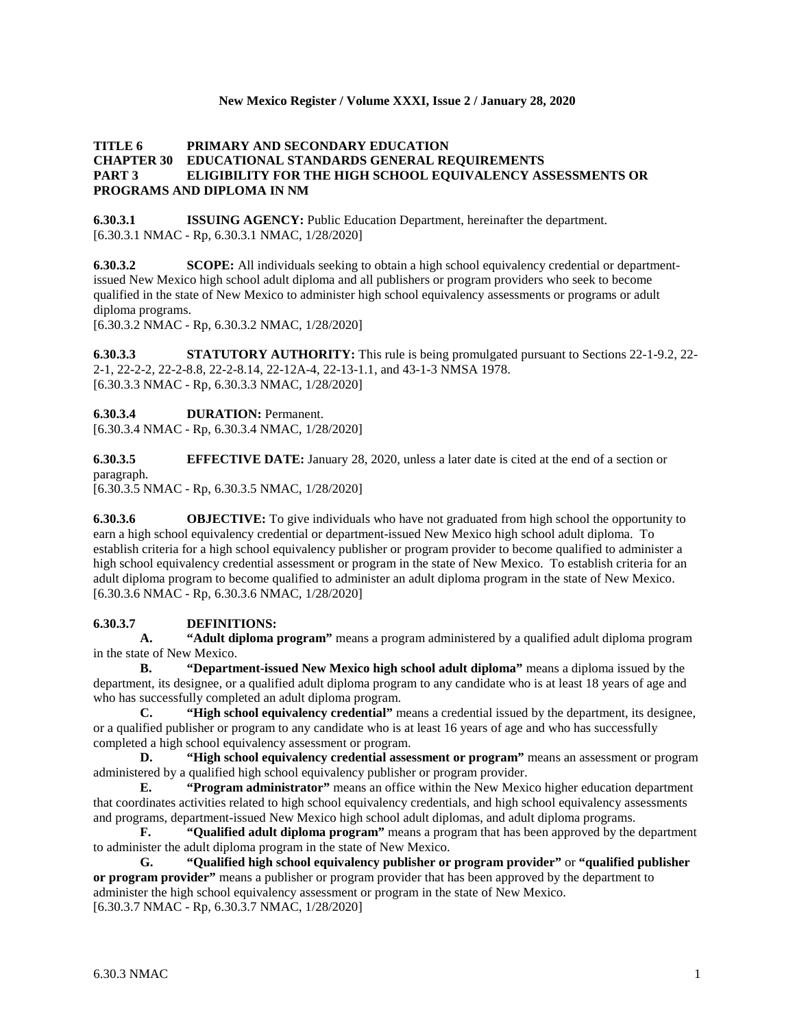**TITLE 6 PRIMARY AND SECONDARY EDUCATION**
**CHAPTER 30 EDUCATIONAL STANDARDS GENERAL REQUIREMENTS**
**PART 3 ELIGIBILITY FOR THE HIGH SCHOOL EQUIVALENCY ASSESSMENTS OR PROGRAMS AND DIPLOMA IN NM**

**6.30.3.1 ISSUING AGENCY:** Public Education Department, hereinafter the department.
[6.30.3.1 NMAC - Rp, 6.30.3.1 NMAC, 1/28/2020]

**6.30.3.2 SCOPE:** All individuals seeking to obtain a high school equivalency credential or department-issued New Mexico high school adult diploma and all publishers or program providers who seek to become qualified in the state of New Mexico to administer high school equivalency assessments or programs or adult diploma programs.
[6.30.3.2 NMAC - Rp, 6.30.3.2 NMAC, 1/28/2020]

**6.30.3.3 STATUTORY AUTHORITY:** This rule is being promulgated pursuant to Sections 22-1-9.2, 22-2-1, 22-2-2, 22-2-8.8, 22-2-8.14, 22-12A-4, 22-13-1.1, and 43-1-3 NMSA 1978.
[6.30.3.3 NMAC - Rp, 6.30.3.3 NMAC, 1/28/2020]

**6.30.3.4 DURATION:** Permanent.
[6.30.3.4 NMAC - Rp, 6.30.3.4 NMAC, 1/28/2020]

**6.30.3.5 EFFECTIVE DATE:** January 28, 2020, unless a later date is cited at the end of a section or paragraph.
[6.30.3.5 NMAC - Rp, 6.30.3.5 NMAC, 1/28/2020]

**6.30.3.6 OBJECTIVE:** To give individuals who have not graduated from high school the opportunity to earn a high school equivalency credential or department-issued New Mexico high school adult diploma. To establish criteria for a high school equivalency publisher or program provider to become qualified to administer a high school equivalency credential assessment or program in the state of New Mexico. To establish criteria for an adult diploma program to become qualified to administer an adult diploma program in the state of New Mexico.
[6.30.3.6 NMAC - Rp, 6.30.3.6 NMAC, 1/28/2020]

**6.30.3.7 DEFINITIONS:**

**A. "Adult diploma program"** means a program administered by a qualified adult diploma program in the state of New Mexico.

**B. "Department-issued New Mexico high school adult diploma"** means a diploma issued by the department, its designee, or a qualified adult diploma program to any candidate who is at least 18 years of age and who has successfully completed an adult diploma program.

**C. "High school equivalency credential"** means a credential issued by the department, its designee, or a qualified publisher or program to any candidate who is at least 16 years of age and who has successfully completed a high school equivalency assessment or program.

**D. "High school equivalency credential assessment or program"** means an assessment or program administered by a qualified high school equivalency publisher or program provider.

**E. "Program administrator"** means an office within the New Mexico higher education department that coordinates activities related to high school equivalency credentials, and high school equivalency assessments and programs, department-issued New Mexico high school adult diplomas, and adult diploma programs.

**F. "Qualified adult diploma program"** means a program that has been approved by the department to administer the adult diploma program in the state of New Mexico.

**G. "Qualified high school equivalency publisher or program provider"** or **"qualified publisher or program provider"** means a publisher or program provider that has been approved by the department to administer the high school equivalency assessment or program in the state of New Mexico.
[6.30.3.7 NMAC - Rp, 6.30.3.7 NMAC, 1/28/2020]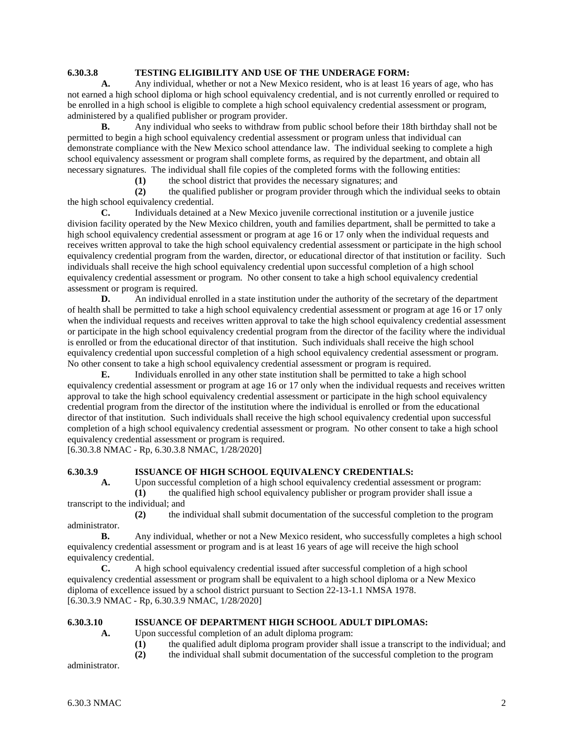**6.30.3.8 TESTING ELIGIBILITY AND USE OF THE UNDERAGE FORM:**

**A.** Any individual, whether or not a New Mexico resident, who is at least 16 years of age, who has not earned a high school diploma or high school equivalency credential, and is not currently enrolled or required to be enrolled in a high school is eligible to complete a high school equivalency credential assessment or program, administered by a qualified publisher or program provider.

**B.** Any individual who seeks to withdraw from public school before their 18th birthday shall not be permitted to begin a high school equivalency credential assessment or program unless that individual can demonstrate compliance with the New Mexico school attendance law. The individual seeking to complete a high school equivalency assessment or program shall complete forms, as required by the department, and obtain all necessary signatures. The individual shall file copies of the completed forms with the following entities:

**(1)** the school district that provides the necessary signatures; and

**(2)** the qualified publisher or program provider through which the individual seeks to obtain the high school equivalency credential.

**C.** Individuals detained at a New Mexico juvenile correctional institution or a juvenile justice division facility operated by the New Mexico children, youth and families department, shall be permitted to take a high school equivalency credential assessment or program at age 16 or 17 only when the individual requests and receives written approval to take the high school equivalency credential assessment or participate in the high school equivalency credential program from the warden, director, or educational director of that institution or facility. Such individuals shall receive the high school equivalency credential upon successful completion of a high school equivalency credential assessment or program. No other consent to take a high school equivalency credential assessment or program is required.

**D.** An individual enrolled in a state institution under the authority of the secretary of the department of health shall be permitted to take a high school equivalency credential assessment or program at age 16 or 17 only when the individual requests and receives written approval to take the high school equivalency credential assessment or participate in the high school equivalency credential program from the director of the facility where the individual is enrolled or from the educational director of that institution. Such individuals shall receive the high school equivalency credential upon successful completion of a high school equivalency credential assessment or program. No other consent to take a high school equivalency credential assessment or program is required.

**E.** Individuals enrolled in any other state institution shall be permitted to take a high school equivalency credential assessment or program at age 16 or 17 only when the individual requests and receives written approval to take the high school equivalency credential assessment or participate in the high school equivalency credential program from the director of the institution where the individual is enrolled or from the educational director of that institution. Such individuals shall receive the high school equivalency credential upon successful completion of a high school equivalency credential assessment or program. No other consent to take a high school equivalency credential assessment or program is required.

[6.30.3.8 NMAC - Rp, 6.30.3.8 NMAC, 1/28/2020]

**6.30.3.9 ISSUANCE OF HIGH SCHOOL EQUIVALENCY CREDENTIALS:**

**A.** Upon successful completion of a high school equivalency credential assessment or program:

**(1)** the qualified high school equivalency publisher or program provider shall issue a transcript to the individual; and

**(2)** the individual shall submit documentation of the successful completion to the program administrator.

**B.** Any individual, whether or not a New Mexico resident, who successfully completes a high school equivalency credential assessment or program and is at least 16 years of age will receive the high school equivalency credential.

**C.** A high school equivalency credential issued after successful completion of a high school equivalency credential assessment or program shall be equivalent to a high school diploma or a New Mexico diploma of excellence issued by a school district pursuant to Section 22-13-1.1 NMSA 1978.

[6.30.3.9 NMAC - Rp, 6.30.3.9 NMAC, 1/28/2020]

**6.30.3.10 ISSUANCE OF DEPARTMENT HIGH SCHOOL ADULT DIPLOMAS:**

**A.** Upon successful completion of an adult diploma program:

**(1)** the qualified adult diploma program provider shall issue a transcript to the individual; and

**(2)** the individual shall submit documentation of the successful completion to the program administrator.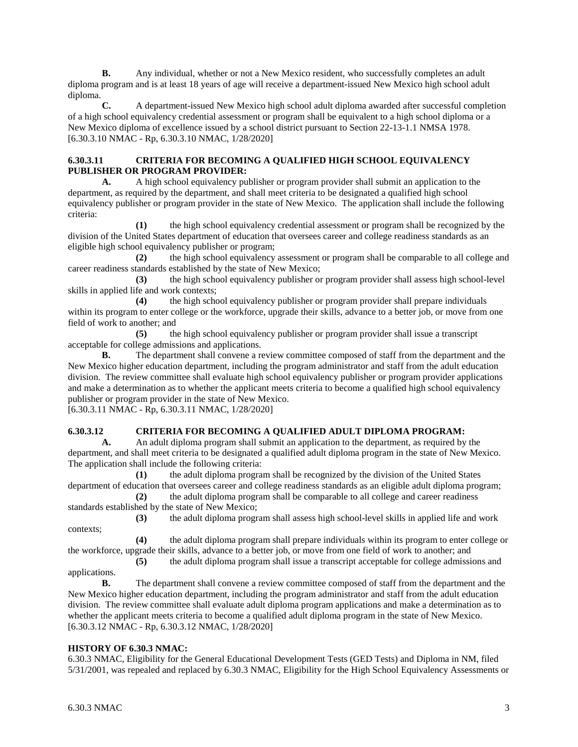**B.** Any individual, whether or not a New Mexico resident, who successfully completes an adult diploma program and is at least 18 years of age will receive a department-issued New Mexico high school adult diploma.

**C.** A department-issued New Mexico high school adult diploma awarded after successful completion of a high school equivalency credential assessment or program shall be equivalent to a high school diploma or a New Mexico diploma of excellence issued by a school district pursuant to Section 22-13-1.1 NMSA 1978.
[6.30.3.10 NMAC - Rp, 6.30.3.10 NMAC, 1/28/2020]

**6.30.3.11 CRITERIA FOR BECOMING A QUALIFIED HIGH SCHOOL EQUIVALENCY PUBLISHER OR PROGRAM PROVIDER:**

**A.** A high school equivalency publisher or program provider shall submit an application to the department, as required by the department, and shall meet criteria to be designated a qualified high school equivalency publisher or program provider in the state of New Mexico. The application shall include the following criteria:

**(1)** the high school equivalency credential assessment or program shall be recognized by the division of the United States department of education that oversees career and college readiness standards as an eligible high school equivalency publisher or program;

**(2)** the high school equivalency assessment or program shall be comparable to all college and career readiness standards established by the state of New Mexico;

**(3)** the high school equivalency publisher or program provider shall assess high school-level skills in applied life and work contexts;

**(4)** the high school equivalency publisher or program provider shall prepare individuals within its program to enter college or the workforce, upgrade their skills, advance to a better job, or move from one field of work to another; and

**(5)** the high school equivalency publisher or program provider shall issue a transcript acceptable for college admissions and applications.

**B.** The department shall convene a review committee composed of staff from the department and the New Mexico higher education department, including the program administrator and staff from the adult education division. The review committee shall evaluate high school equivalency publisher or program provider applications and make a determination as to whether the applicant meets criteria to become a qualified high school equivalency publisher or program provider in the state of New Mexico.
[6.30.3.11 NMAC - Rp, 6.30.3.11 NMAC, 1/28/2020]

**6.30.3.12 CRITERIA FOR BECOMING A QUALIFIED ADULT DIPLOMA PROGRAM:**

**A.** An adult diploma program shall submit an application to the department, as required by the department, and shall meet criteria to be designated a qualified adult diploma program in the state of New Mexico. The application shall include the following criteria:

**(1)** the adult diploma program shall be recognized by the division of the United States department of education that oversees career and college readiness standards as an eligible adult diploma program;

**(2)** the adult diploma program shall be comparable to all college and career readiness standards established by the state of New Mexico;

**(3)** the adult diploma program shall assess high school-level skills in applied life and work contexts;

**(4)** the adult diploma program shall prepare individuals within its program to enter college or the workforce, upgrade their skills, advance to a better job, or move from one field of work to another; and

**(5)** the adult diploma program shall issue a transcript acceptable for college admissions and applications.

**B.** The department shall convene a review committee composed of staff from the department and the New Mexico higher education department, including the program administrator and staff from the adult education division. The review committee shall evaluate adult diploma program applications and make a determination as to whether the applicant meets criteria to become a qualified adult diploma program in the state of New Mexico.
[6.30.3.12 NMAC - Rp, 6.30.3.12 NMAC, 1/28/2020]

**HISTORY OF 6.30.3 NMAC:**

6.30.3 NMAC, Eligibility for the General Educational Development Tests (GED Tests) and Diploma in NM, filed 5/31/2001, was repealed and replaced by 6.30.3 NMAC, Eligibility for the High School Equivalency Assessments or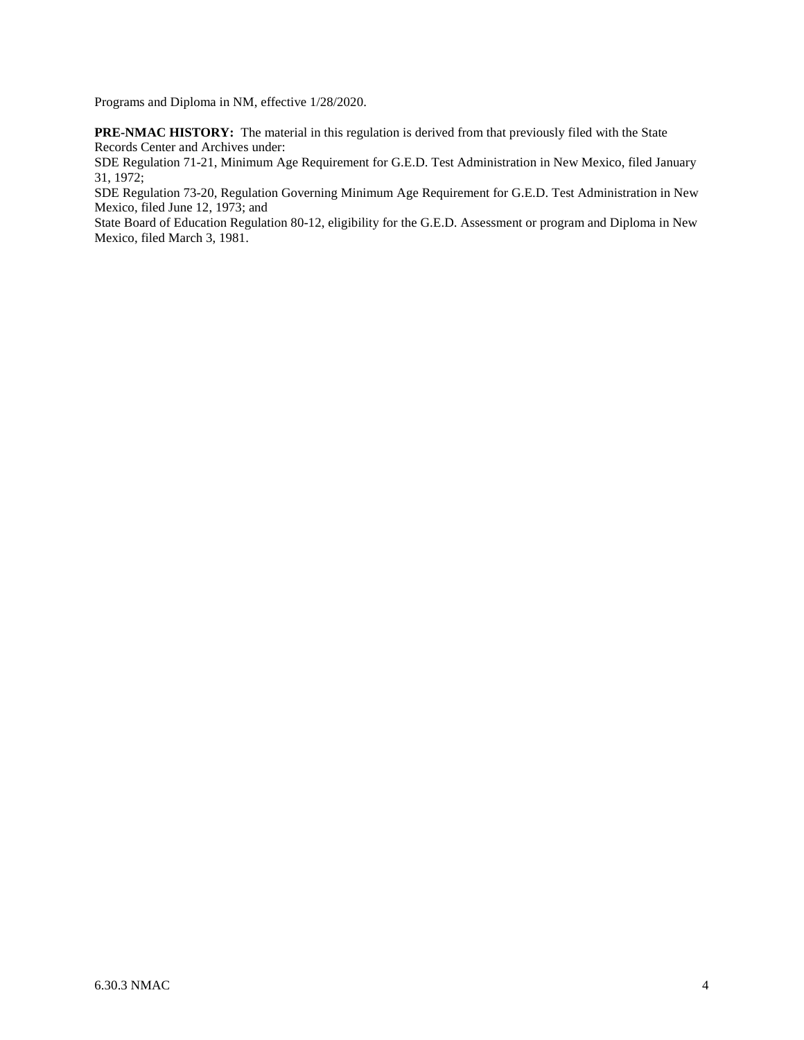Programs and Diploma in NM, effective 1/28/2020.

**PRE-NMAC HISTORY:** The material in this regulation is derived from that previously filed with the State Records Center and Archives under:
SDE Regulation 71-21, Minimum Age Requirement for G.E.D. Test Administration in New Mexico, filed January 31, 1972;
SDE Regulation 73-20, Regulation Governing Minimum Age Requirement for G.E.D. Test Administration in New Mexico, filed June 12, 1973; and
State Board of Education Regulation 80-12, eligibility for the G.E.D. Assessment or program and Diploma in New Mexico, filed March 3, 1981.